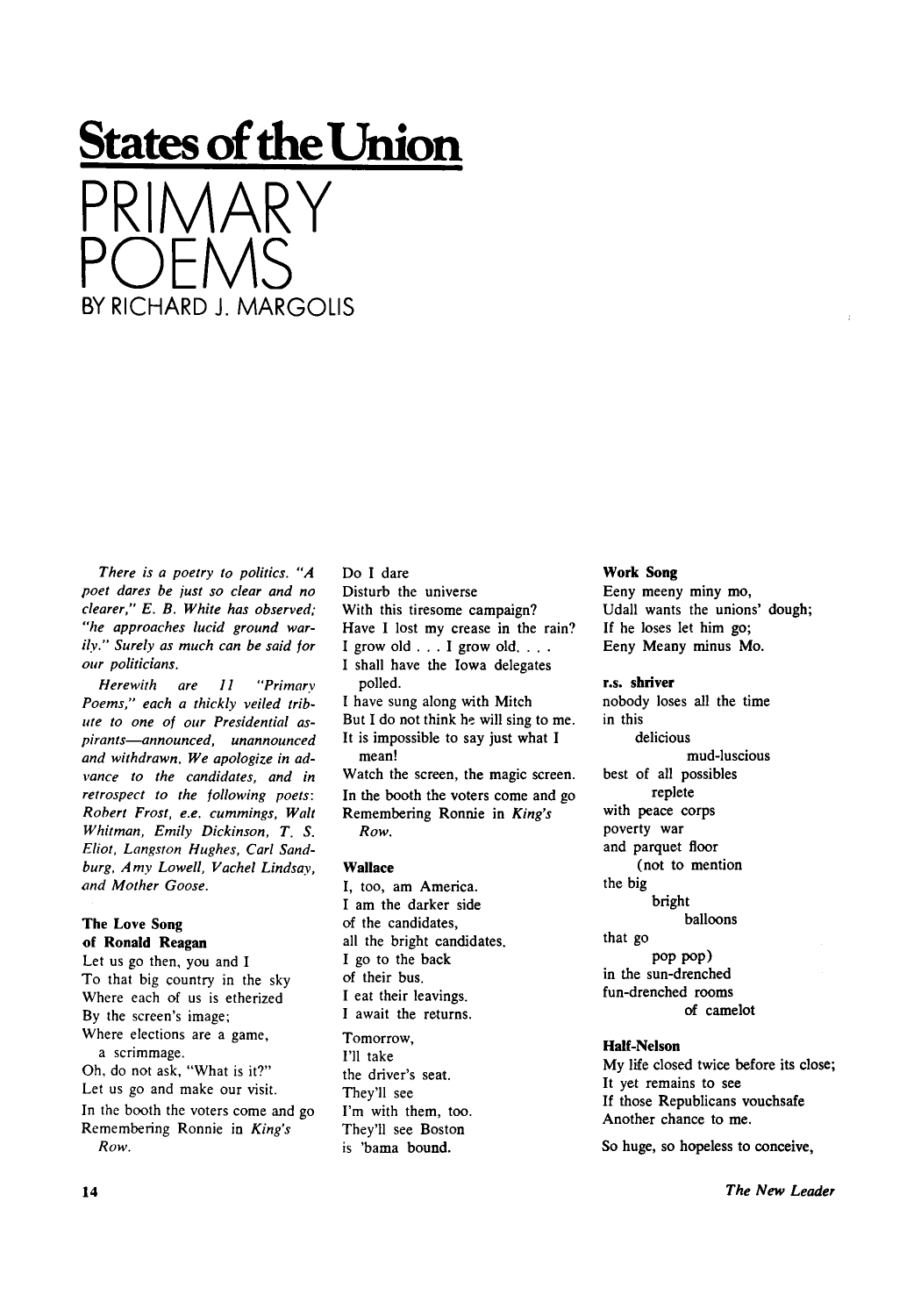# States of the Union

# PRIMARY POEMS

## BY RICHARD J. MARGOLIS

*There is a poetry to politics. "A poet dares be just so clear and no clearer," E. B. White has observed; "he approaches lucid ground warily." Surely as much can be said for our politicians.*

*Herewith are 11 "Primary Poems," each a thickly veiled tribute to one of our Presidential aspirants—announced, unannounced and withdrawn. We apologize in advance to the candidates, and in retrospect to the following poets: Robert Frost, e.e. cummings, Walt Whitman, Emily Dickinson, T. S. Eliot, Langston Hughes, Carl Sandburg, Amy Lowell, Vachel Lindsay, and Mother Goose.*

**The Love Song of Ronald Reagan**

Let us go then, you and I
To that big country in the sky
Where each of us is etherized
By the screen's image;
Where elections are a game,
a scrimmage.
Oh, do not ask, "What is it?"
Let us go and make our visit.
In the booth the voters come and go
Remembering Ronnie in *King's Row.*

Do I dare
Disturb the universe
With this tiresome campaign?
Have I lost my crease in the rain?
I grow old . . . I grow old. . . .
I shall have the Iowa delegates
polled.
I have sung along with Mitch
But I do not think he will sing to me.
It is impossible to say just what I
mean!
Watch the screen, the magic screen.
In the booth the voters come and go
Remembering Ronnie in *King's Row.*

**Wallace**

I, too, am America.
I am the darker side
of the candidates,
all the bright candidates.
I go to the back
of their bus.
I eat their leavings.
I await the returns.

Tomorrow,
I'll take
the driver's seat.
They'll see
I'm with them, too.
They'll see Boston
is 'bama bound.

**Work Song**

Eeny meeny miny mo,
Udall wants the unions' dough;
If he loses let him go;
Eeny Meany minus Mo.

**r.s. shriver**

nobody loses all the time
in this
delicious
mud-luscious
best of all possibles
replete
with peace corps
poverty war
and parquet floor
(not to mention
the big
bright
balloons
that go
pop pop)
in the sun-drenched
fun-drenched rooms
of camelot

**Half-Nelson**

My life closed twice before its close;
It yet remains to see
If those Republicans vouchsafe
Another chance to me.

So huge, so hopeless to conceive,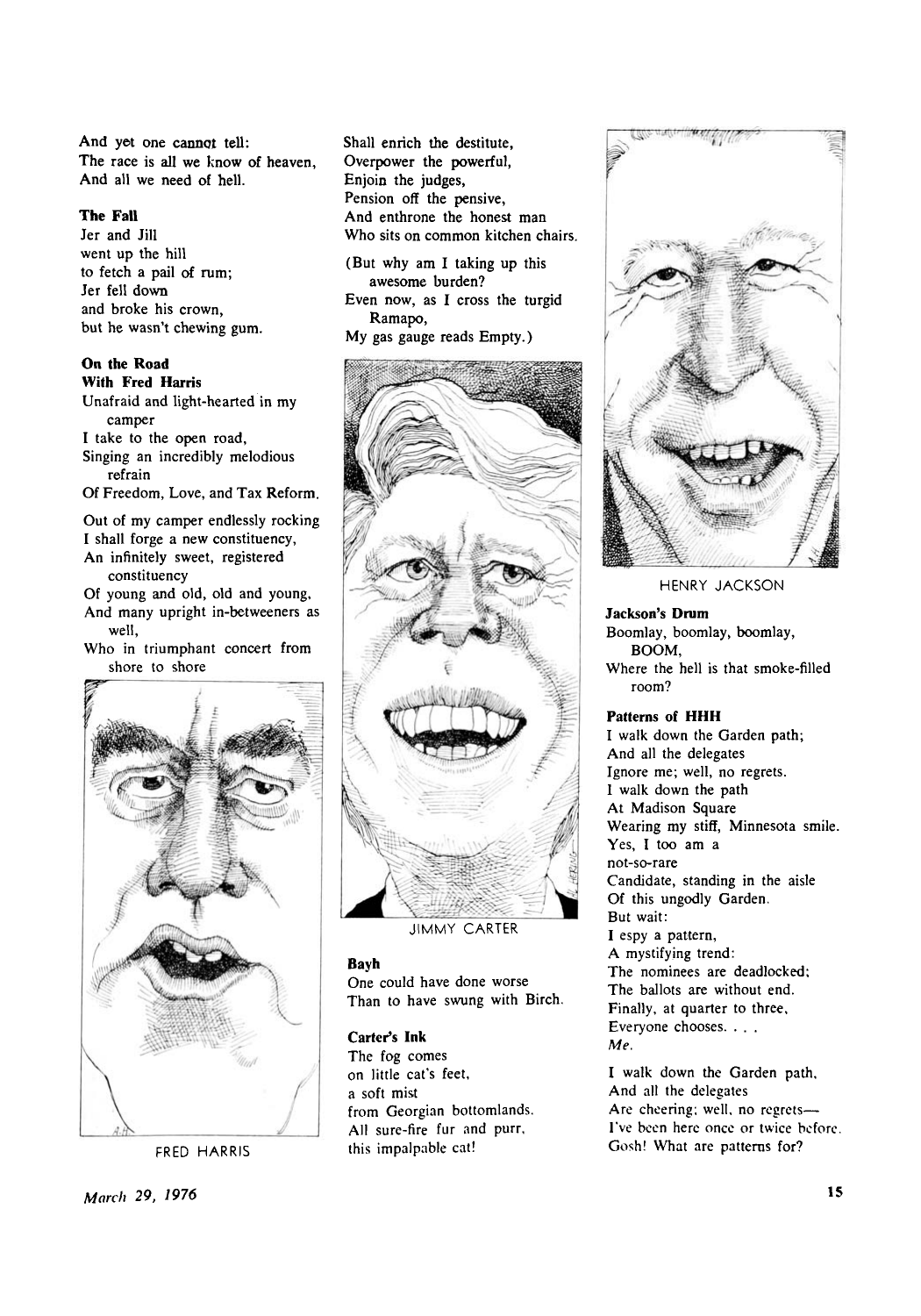And yet one cannot tell:
The race is all we know of heaven,
And all we need of hell.

**The Fall**

Jer and Jill
went up the hill
to fetch a pail of rum;
Jer fell down
and broke his crown,
but he wasn't chewing gum.

**On the Road With Fred Harris**

Unafraid and light-hearted in my camper
I take to the open road,
Singing an incredibly melodious refrain
Of Freedom, Love, and Tax Reform.

Out of my camper endlessly rocking
I shall forge a new constituency,
An infinitely sweet, registered constituency
Of young and old, old and young,
And many upright in-betweeners as well,
Who in triumphant concert from shore to shore
Shall enrich the destitute,
Overpower the powerful,
Enjoin the judges,
Pension off the pensive,
And enthrone the honest man
Who sits on common kitchen chairs.

(But why am I taking up this awesome burden?
Even now, as I cross the turgid Ramapo,
My gas gauge reads Empty.)

FRED HARRIS

JIMMY CARTER

**Bayh**

One could have done worse
Than to have swung with Birch.

**Carter's Ink**

The fog comes
on little cat's feet,
a soft mist
from Georgian bottomlands.
All sure-fire fur and purr,
this impalpable cat!

HENRY JACKSON

**Jackson's Drum**

Boomlay, boomlay, boomlay, BOOM,
Where the hell is that smoke-filled room?

**Patterns of HHH**

I walk down the Garden path;
And all the delegates
Ignore me; well, no regrets.
I walk down the path
At Madison Square
Wearing my stiff, Minnesota smile.
Yes, I too am a
not-so-rare
Candidate, standing in the aisle
Of this ungodly Garden.
But wait:
I espy a pattern,
A mystifying trend:
The nominees are deadlocked;
The ballots are without end.
Finally, at quarter to three,
Everyone chooses. . . .
*Me.*

I walk down the Garden path,
And all the delegates
Are cheering; well, no regrets—
I've been here once or twice before.
Gosh! What are patterns for?